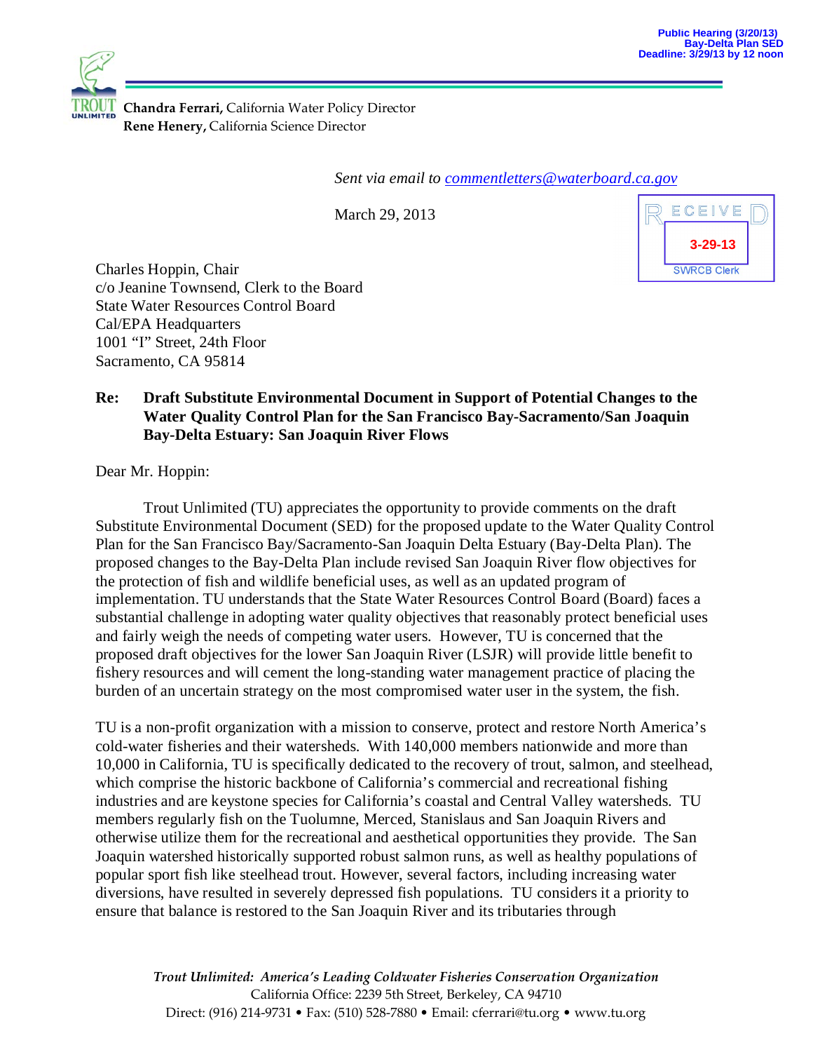Public Hearing (3/20/13)
Bay-Delta Plan SED
Deadline: 3/29/13 by 12 noon

**Chandra Ferrari,** California Water Policy Director
**Rene Henery,** California Science Director

*Sent via email to commentletters@waterboard.ca.gov*

March 29, 2013

RECEIVED
3-29-13
SWRCB Clerk

Charles Hoppin, Chair
c/o Jeanine Townsend, Clerk to the Board
State Water Resources Control Board
Cal/EPA Headquarters
1001 "I" Street, 24th Floor
Sacramento, CA 95814

**Re: Draft Substitute Environmental Document in Support of Potential Changes to the Water Quality Control Plan for the San Francisco Bay-Sacramento/San Joaquin Bay-Delta Estuary: San Joaquin River Flows**

Dear Mr. Hoppin:

Trout Unlimited (TU) appreciates the opportunity to provide comments on the draft Substitute Environmental Document (SED) for the proposed update to the Water Quality Control Plan for the San Francisco Bay/Sacramento-San Joaquin Delta Estuary (Bay-Delta Plan). The proposed changes to the Bay-Delta Plan include revised San Joaquin River flow objectives for the protection of fish and wildlife beneficial uses, as well as an updated program of implementation. TU understands that the State Water Resources Control Board (Board) faces a substantial challenge in adopting water quality objectives that reasonably protect beneficial uses and fairly weigh the needs of competing water users. However, TU is concerned that the proposed draft objectives for the lower San Joaquin River (LSJR) will provide little benefit to fishery resources and will cement the long-standing water management practice of placing the burden of an uncertain strategy on the most compromised water user in the system, the fish.

TU is a non-profit organization with a mission to conserve, protect and restore North America's cold-water fisheries and their watersheds. With 140,000 members nationwide and more than 10,000 in California, TU is specifically dedicated to the recovery of trout, salmon, and steelhead, which comprise the historic backbone of California's commercial and recreational fishing industries and are keystone species for California's coastal and Central Valley watersheds. TU members regularly fish on the Tuolumne, Merced, Stanislaus and San Joaquin Rivers and otherwise utilize them for the recreational and aesthetical opportunities they provide. The San Joaquin watershed historically supported robust salmon runs, as well as healthy populations of popular sport fish like steelhead trout. However, several factors, including increasing water diversions, have resulted in severely depressed fish populations. TU considers it a priority to ensure that balance is restored to the San Joaquin River and its tributaries through

*Trout Unlimited: America's Leading Coldwater Fisheries Conservation Organization*
California Office: 2239 5th Street, Berkeley, CA 94710
Direct: (916) 214-9731 • Fax: (510) 528-7880 • Email: cferrari@tu.org • www.tu.org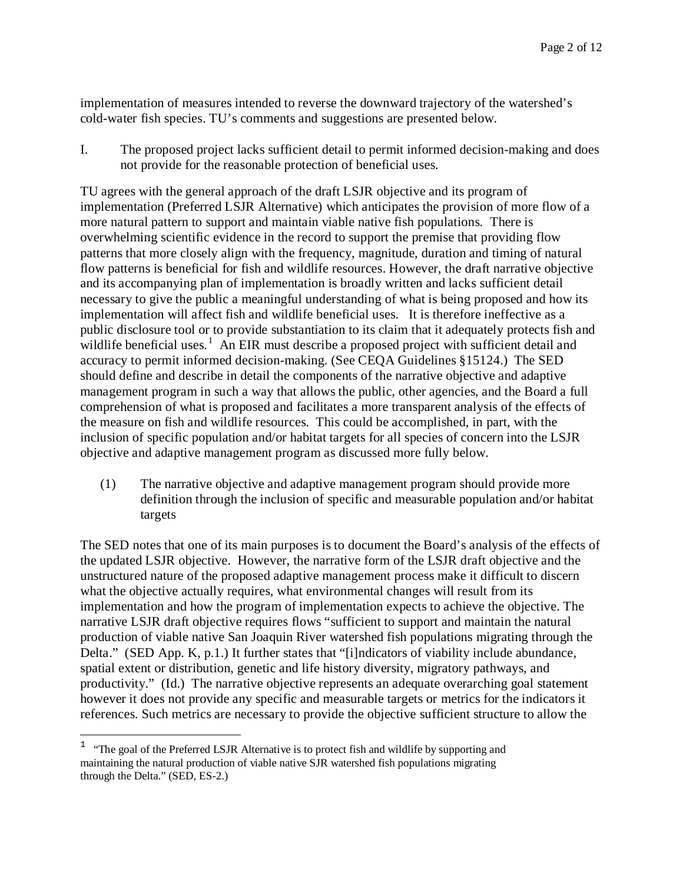implementation of measures intended to reverse the downward trajectory of the watershed's cold-water fish species. TU's comments and suggestions are presented below.

I. The proposed project lacks sufficient detail to permit informed decision-making and does not provide for the reasonable protection of beneficial uses.

TU agrees with the general approach of the draft LSJR objective and its program of implementation (Preferred LSJR Alternative) which anticipates the provision of more flow of a more natural pattern to support and maintain viable native fish populations. There is overwhelming scientific evidence in the record to support the premise that providing flow patterns that more closely align with the frequency, magnitude, duration and timing of natural flow patterns is beneficial for fish and wildlife resources. However, the draft narrative objective and its accompanying plan of implementation is broadly written and lacks sufficient detail necessary to give the public a meaningful understanding of what is being proposed and how its implementation will affect fish and wildlife beneficial uses. It is therefore ineffective as a public disclosure tool or to provide substantiation to its claim that it adequately protects fish and wildlife beneficial uses.[1] An EIR must describe a proposed project with sufficient detail and accuracy to permit informed decision-making. (See CEQA Guidelines §15124.) The SED should define and describe in detail the components of the narrative objective and adaptive management program in such a way that allows the public, other agencies, and the Board a full comprehension of what is proposed and facilitates a more transparent analysis of the effects of the measure on fish and wildlife resources. This could be accomplished, in part, with the inclusion of specific population and/or habitat targets for all species of concern into the LSJR objective and adaptive management program as discussed more fully below.

(1) The narrative objective and adaptive management program should provide more definition through the inclusion of specific and measurable population and/or habitat targets

The SED notes that one of its main purposes is to document the Board's analysis of the effects of the updated LSJR objective. However, the narrative form of the LSJR draft objective and the unstructured nature of the proposed adaptive management process make it difficult to discern what the objective actually requires, what environmental changes will result from its implementation and how the program of implementation expects to achieve the objective. The narrative LSJR draft objective requires flows "sufficient to support and maintain the natural production of viable native San Joaquin River watershed fish populations migrating through the Delta." (SED App. K, p.1.) It further states that "[i]ndicators of viability include abundance, spatial extent or distribution, genetic and life history diversity, migratory pathways, and productivity." (Id.) The narrative objective represents an adequate overarching goal statement however it does not provide any specific and measurable targets or metrics for the indicators it references. Such metrics are necessary to provide the objective sufficient structure to allow the

[1] "The goal of the Preferred LSJR Alternative is to protect fish and wildlife by supporting and maintaining the natural production of viable native SJR watershed fish populations migrating through the Delta." (SED, ES-2.)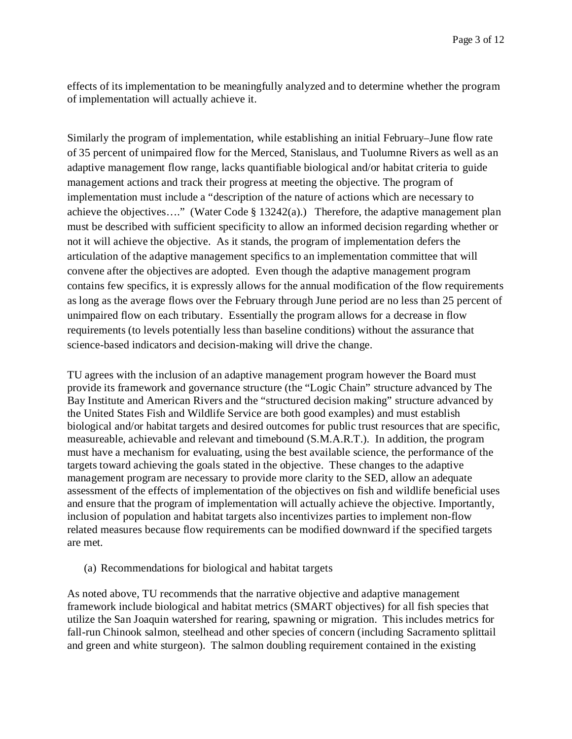effects of its implementation to be meaningfully analyzed and to determine whether the program of implementation will actually achieve it.

Similarly the program of implementation, while establishing an initial February–June flow rate of 35 percent of unimpaired flow for the Merced, Stanislaus, and Tuolumne Rivers as well as an adaptive management flow range, lacks quantifiable biological and/or habitat criteria to guide management actions and track their progress at meeting the objective. The program of implementation must include a "description of the nature of actions which are necessary to achieve the objectives…." (Water Code § 13242(a).) Therefore, the adaptive management plan must be described with sufficient specificity to allow an informed decision regarding whether or not it will achieve the objective. As it stands, the program of implementation defers the articulation of the adaptive management specifics to an implementation committee that will convene after the objectives are adopted. Even though the adaptive management program contains few specifics, it is expressly allows for the annual modification of the flow requirements as long as the average flows over the February through June period are no less than 25 percent of unimpaired flow on each tributary. Essentially the program allows for a decrease in flow requirements (to levels potentially less than baseline conditions) without the assurance that science-based indicators and decision-making will drive the change.

TU agrees with the inclusion of an adaptive management program however the Board must provide its framework and governance structure (the "Logic Chain" structure advanced by The Bay Institute and American Rivers and the "structured decision making" structure advanced by the United States Fish and Wildlife Service are both good examples) and must establish biological and/or habitat targets and desired outcomes for public trust resources that are specific, measureable, achievable and relevant and timebound (S.M.A.R.T.). In addition, the program must have a mechanism for evaluating, using the best available science, the performance of the targets toward achieving the goals stated in the objective. These changes to the adaptive management program are necessary to provide more clarity to the SED, allow an adequate assessment of the effects of implementation of the objectives on fish and wildlife beneficial uses and ensure that the program of implementation will actually achieve the objective. Importantly, inclusion of population and habitat targets also incentivizes parties to implement non-flow related measures because flow requirements can be modified downward if the specified targets are met.

(a) Recommendations for biological and habitat targets

As noted above, TU recommends that the narrative objective and adaptive management framework include biological and habitat metrics (SMART objectives) for all fish species that utilize the San Joaquin watershed for rearing, spawning or migration. This includes metrics for fall-run Chinook salmon, steelhead and other species of concern (including Sacramento splittail and green and white sturgeon). The salmon doubling requirement contained in the existing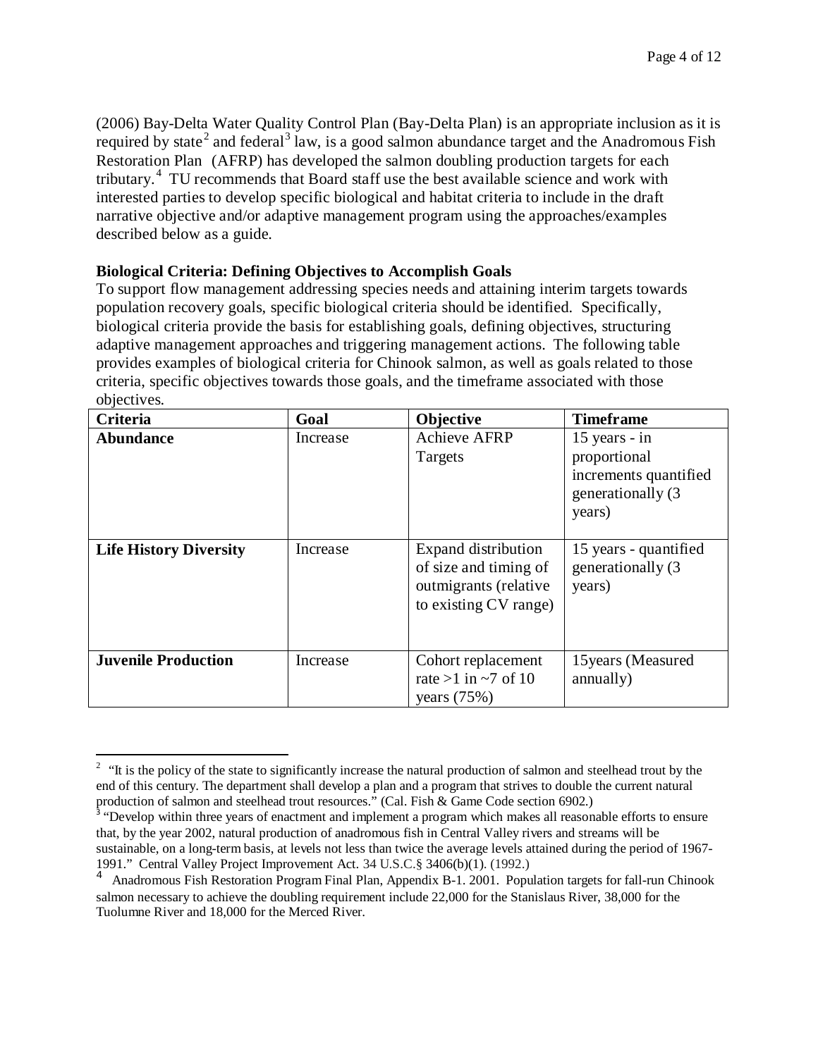(2006) Bay-Delta Water Quality Control Plan (Bay-Delta Plan) is an appropriate inclusion as it is required by state[2] and federal[3] law, is a good salmon abundance target and the Anadromous Fish Restoration Plan (AFRP) has developed the salmon doubling production targets for each tributary.[4] TU recommends that Board staff use the best available science and work with interested parties to develop specific biological and habitat criteria to include in the draft narrative objective and/or adaptive management program using the approaches/examples described below as a guide.

**Biological Criteria: Defining Objectives to Accomplish Goals**

To support flow management addressing species needs and attaining interim targets towards population recovery goals, specific biological criteria should be identified. Specifically, biological criteria provide the basis for establishing goals, defining objectives, structuring adaptive management approaches and triggering management actions. The following table provides examples of biological criteria for Chinook salmon, as well as goals related to those criteria, specific objectives towards those goals, and the timeframe associated with those objectives.

| Criteria | Goal | Objective | Timeframe |
|---|---|---|---|
| **Abundance** | Increase | Achieve AFRP Targets | 15 years - in proportional increments quantified generationally (3 years) |
| **Life History Diversity** | Increase | Expand distribution of size and timing of outmigrants (relative to existing CV range) | 15 years - quantified generationally (3 years) |
| **Juvenile Production** | Increase | Cohort replacement rate >1 in ~7 of 10 years (75%) | 15years (Measured annually) |

[2] "It is the policy of the state to significantly increase the natural production of salmon and steelhead trout by the end of this century. The department shall develop a plan and a program that strives to double the current natural production of salmon and steelhead trout resources." (Cal. Fish & Game Code section 6902.)

[3] "Develop within three years of enactment and implement a program which makes all reasonable efforts to ensure that, by the year 2002, natural production of anadromous fish in Central Valley rivers and streams will be sustainable, on a long-term basis, at levels not less than twice the average levels attained during the period of 1967-1991." Central Valley Project Improvement Act. 34 U.S.C.§ 3406(b)(1). (1992.)

[4] Anadromous Fish Restoration Program Final Plan, Appendix B-1. 2001. Population targets for fall-run Chinook salmon necessary to achieve the doubling requirement include 22,000 for the Stanislaus River, 38,000 for the Tuolumne River and 18,000 for the Merced River.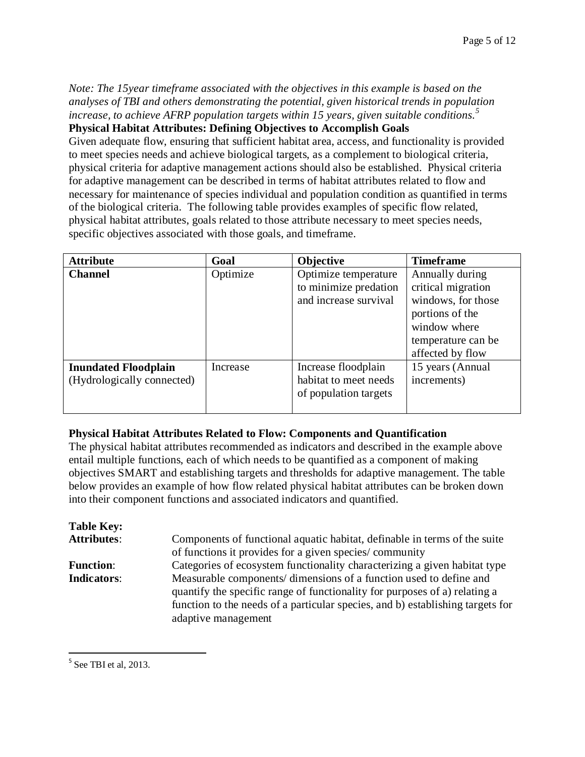*Note: The 15year timeframe associated with the objectives in this example is based on the analyses of TBI and others demonstrating the potential, given historical trends in population increase, to achieve AFRP population targets within 15 years, given suitable conditions.*[5]

**Physical Habitat Attributes: Defining Objectives to Accomplish Goals**

Given adequate flow, ensuring that sufficient habitat area, access, and functionality is provided to meet species needs and achieve biological targets, as a complement to biological criteria, physical criteria for adaptive management actions should also be established. Physical criteria for adaptive management can be described in terms of habitat attributes related to flow and necessary for maintenance of species individual and population condition as quantified in terms of the biological criteria. The following table provides examples of specific flow related, physical habitat attributes, goals related to those attribute necessary to meet species needs, specific objectives associated with those goals, and timeframe.

| Attribute | Goal | Objective | Timeframe |
|---|---|---|---|
| **Channel** | Optimize | Optimize temperature to minimize predation and increase survival | Annually during critical migration windows, for those portions of the window where temperature can be affected by flow |
| **Inundated Floodplain** (Hydrologically connected) | Increase | Increase floodplain habitat to meet needs of population targets | 15 years (Annual increments) |

**Physical Habitat Attributes Related to Flow: Components and Quantification**

The physical habitat attributes recommended as indicators and described in the example above entail multiple functions, each of which needs to be quantified as a component of making objectives SMART and establishing targets and thresholds for adaptive management. The table below provides an example of how flow related physical habitat attributes can be broken down into their component functions and associated indicators and quantified.

**Table Key:**

**Attributes**: Components of functional aquatic habitat, definable in terms of the suite of functions it provides for a given species/ community

**Function**: Categories of ecosystem functionality characterizing a given habitat type

**Indicators**: Measurable components/ dimensions of a function used to define and quantify the specific range of functionality for purposes of a) relating a function to the needs of a particular species, and b) establishing targets for adaptive management

---

[5] See TBI et al, 2013.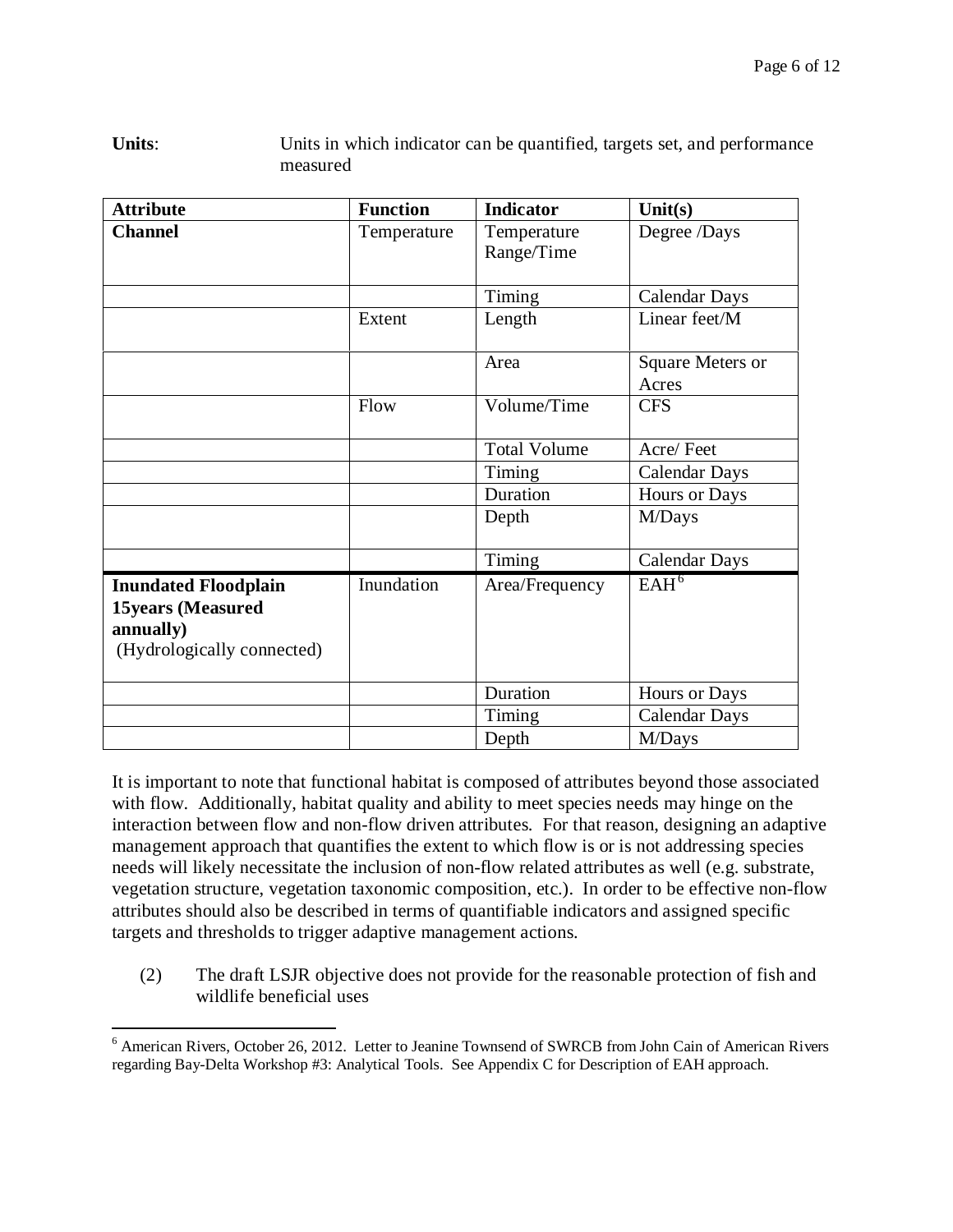**Units**: Units in which indicator can be quantified, targets set, and performance measured

| Attribute | Function | Indicator | Unit(s) |
|---|---|---|---|
| **Channel** | Temperature | Temperature Range/Time | Degree /Days |
| | | Timing | Calendar Days |
| | Extent | Length | Linear feet/M |
| | | Area | Square Meters or Acres |
| | Flow | Volume/Time | CFS |
| | | Total Volume | Acre/ Feet |
| | | Timing | Calendar Days |
| | | Duration | Hours or Days |
| | | Depth | M/Days |
| | | Timing | Calendar Days |
| **Inundated Floodplain 15years (Measured annually)** (Hydrologically connected) | Inundation | Area/Frequency | EAH[6] |
| | | Duration | Hours or Days |
| | | Timing | Calendar Days |
| | | Depth | M/Days |

It is important to note that functional habitat is composed of attributes beyond those associated with flow. Additionally, habitat quality and ability to meet species needs may hinge on the interaction between flow and non-flow driven attributes. For that reason, designing an adaptive management approach that quantifies the extent to which flow is or is not addressing species needs will likely necessitate the inclusion of non-flow related attributes as well (e.g. substrate, vegetation structure, vegetation taxonomic composition, etc.). In order to be effective non-flow attributes should also be described in terms of quantifiable indicators and assigned specific targets and thresholds to trigger adaptive management actions.

(2) The draft LSJR objective does not provide for the reasonable protection of fish and wildlife beneficial uses

[6] American Rivers, October 26, 2012. Letter to Jeanine Townsend of SWRCB from John Cain of American Rivers regarding Bay-Delta Workshop #3: Analytical Tools. See Appendix C for Description of EAH approach.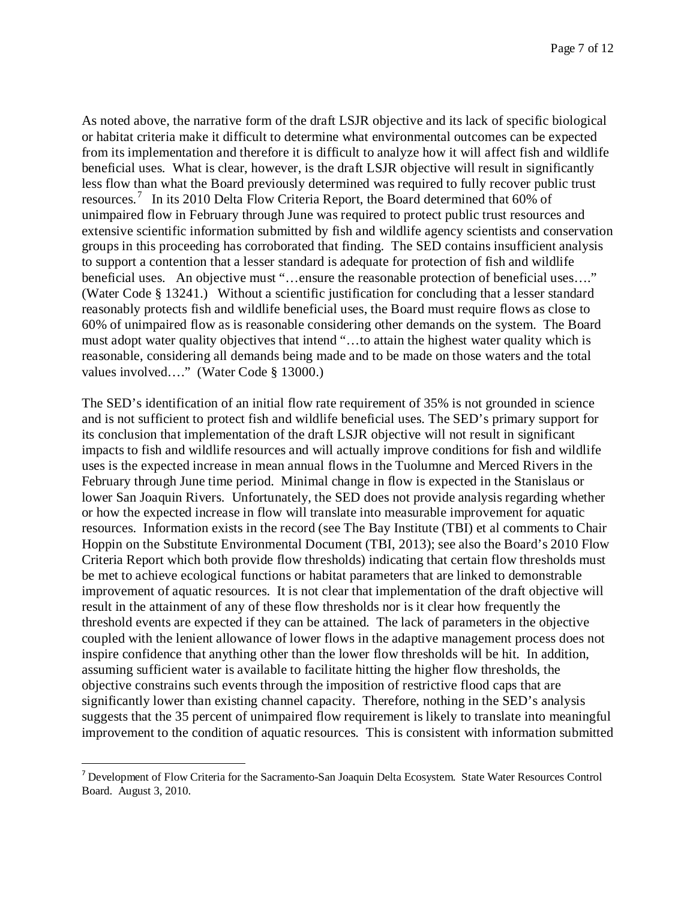As noted above, the narrative form of the draft LSJR objective and its lack of specific biological or habitat criteria make it difficult to determine what environmental outcomes can be expected from its implementation and therefore it is difficult to analyze how it will affect fish and wildlife beneficial uses. What is clear, however, is the draft LSJR objective will result in significantly less flow than what the Board previously determined was required to fully recover public trust resources.[7] In its 2010 Delta Flow Criteria Report, the Board determined that 60% of unimpaired flow in February through June was required to protect public trust resources and extensive scientific information submitted by fish and wildlife agency scientists and conservation groups in this proceeding has corroborated that finding. The SED contains insufficient analysis to support a contention that a lesser standard is adequate for protection of fish and wildlife beneficial uses. An objective must "…ensure the reasonable protection of beneficial uses…." (Water Code § 13241.) Without a scientific justification for concluding that a lesser standard reasonably protects fish and wildlife beneficial uses, the Board must require flows as close to 60% of unimpaired flow as is reasonable considering other demands on the system. The Board must adopt water quality objectives that intend "…to attain the highest water quality which is reasonable, considering all demands being made and to be made on those waters and the total values involved…." (Water Code § 13000.)

The SED's identification of an initial flow rate requirement of 35% is not grounded in science and is not sufficient to protect fish and wildlife beneficial uses. The SED's primary support for its conclusion that implementation of the draft LSJR objective will not result in significant impacts to fish and wildlife resources and will actually improve conditions for fish and wildlife uses is the expected increase in mean annual flows in the Tuolumne and Merced Rivers in the February through June time period. Minimal change in flow is expected in the Stanislaus or lower San Joaquin Rivers. Unfortunately, the SED does not provide analysis regarding whether or how the expected increase in flow will translate into measurable improvement for aquatic resources. Information exists in the record (see The Bay Institute (TBI) et al comments to Chair Hoppin on the Substitute Environmental Document (TBI, 2013); see also the Board's 2010 Flow Criteria Report which both provide flow thresholds) indicating that certain flow thresholds must be met to achieve ecological functions or habitat parameters that are linked to demonstrable improvement of aquatic resources. It is not clear that implementation of the draft objective will result in the attainment of any of these flow thresholds nor is it clear how frequently the threshold events are expected if they can be attained. The lack of parameters in the objective coupled with the lenient allowance of lower flows in the adaptive management process does not inspire confidence that anything other than the lower flow thresholds will be hit. In addition, assuming sufficient water is available to facilitate hitting the higher flow thresholds, the objective constrains such events through the imposition of restrictive flood caps that are significantly lower than existing channel capacity. Therefore, nothing in the SED's analysis suggests that the 35 percent of unimpaired flow requirement is likely to translate into meaningful improvement to the condition of aquatic resources. This is consistent with information submitted

[7] Development of Flow Criteria for the Sacramento-San Joaquin Delta Ecosystem. State Water Resources Control Board. August 3, 2010.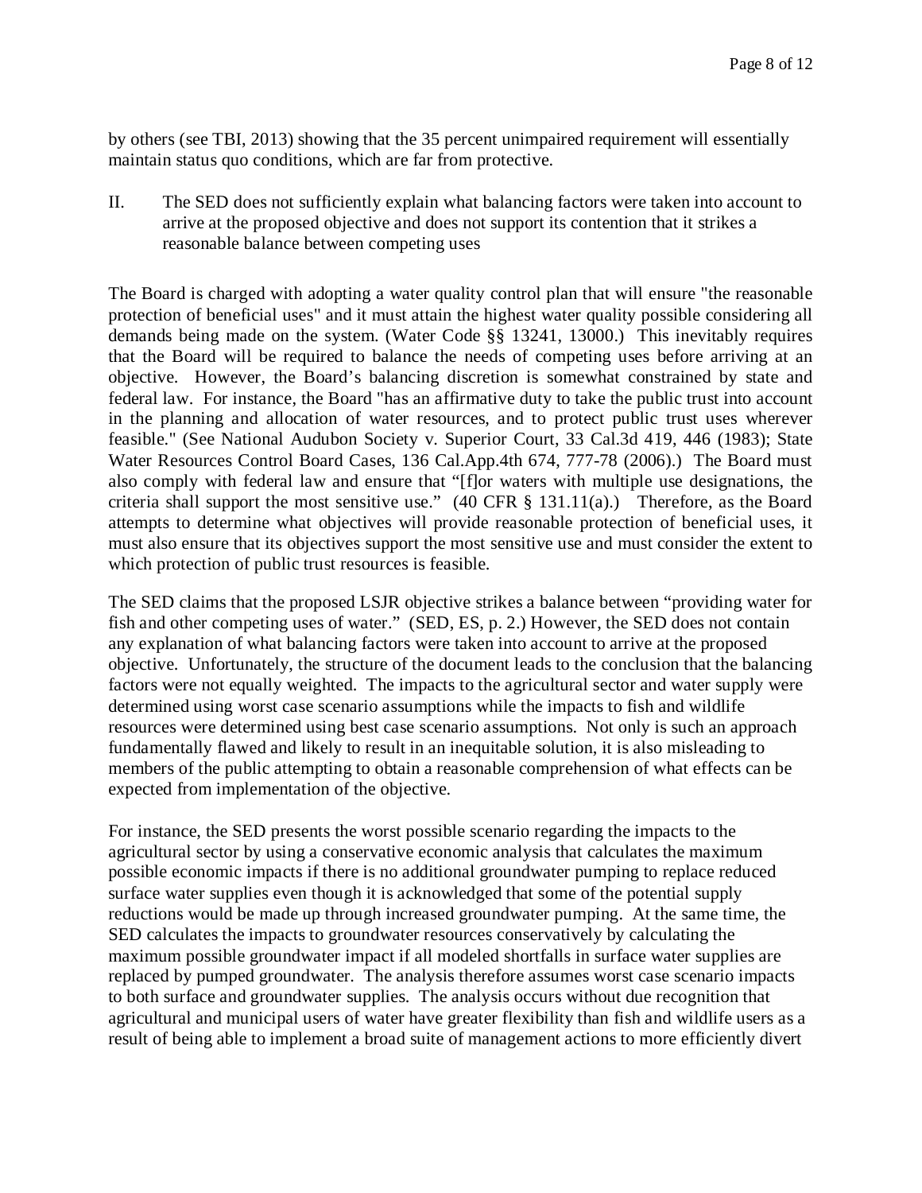by others (see TBI, 2013) showing that the 35 percent unimpaired requirement will essentially maintain status quo conditions, which are far from protective.

II. The SED does not sufficiently explain what balancing factors were taken into account to arrive at the proposed objective and does not support its contention that it strikes a reasonable balance between competing uses

The Board is charged with adopting a water quality control plan that will ensure "the reasonable protection of beneficial uses" and it must attain the highest water quality possible considering all demands being made on the system. (Water Code §§ 13241, 13000.) This inevitably requires that the Board will be required to balance the needs of competing uses before arriving at an objective. However, the Board's balancing discretion is somewhat constrained by state and federal law. For instance, the Board "has an affirmative duty to take the public trust into account in the planning and allocation of water resources, and to protect public trust uses wherever feasible." (See National Audubon Society v. Superior Court, 33 Cal.3d 419, 446 (1983); State Water Resources Control Board Cases, 136 Cal.App.4th 674, 777-78 (2006).) The Board must also comply with federal law and ensure that "[f]or waters with multiple use designations, the criteria shall support the most sensitive use." (40 CFR § 131.11(a).) Therefore, as the Board attempts to determine what objectives will provide reasonable protection of beneficial uses, it must also ensure that its objectives support the most sensitive use and must consider the extent to which protection of public trust resources is feasible.

The SED claims that the proposed LSJR objective strikes a balance between "providing water for fish and other competing uses of water." (SED, ES, p. 2.) However, the SED does not contain any explanation of what balancing factors were taken into account to arrive at the proposed objective. Unfortunately, the structure of the document leads to the conclusion that the balancing factors were not equally weighted. The impacts to the agricultural sector and water supply were determined using worst case scenario assumptions while the impacts to fish and wildlife resources were determined using best case scenario assumptions. Not only is such an approach fundamentally flawed and likely to result in an inequitable solution, it is also misleading to members of the public attempting to obtain a reasonable comprehension of what effects can be expected from implementation of the objective.

For instance, the SED presents the worst possible scenario regarding the impacts to the agricultural sector by using a conservative economic analysis that calculates the maximum possible economic impacts if there is no additional groundwater pumping to replace reduced surface water supplies even though it is acknowledged that some of the potential supply reductions would be made up through increased groundwater pumping. At the same time, the SED calculates the impacts to groundwater resources conservatively by calculating the maximum possible groundwater impact if all modeled shortfalls in surface water supplies are replaced by pumped groundwater. The analysis therefore assumes worst case scenario impacts to both surface and groundwater supplies. The analysis occurs without due recognition that agricultural and municipal users of water have greater flexibility than fish and wildlife users as a result of being able to implement a broad suite of management actions to more efficiently divert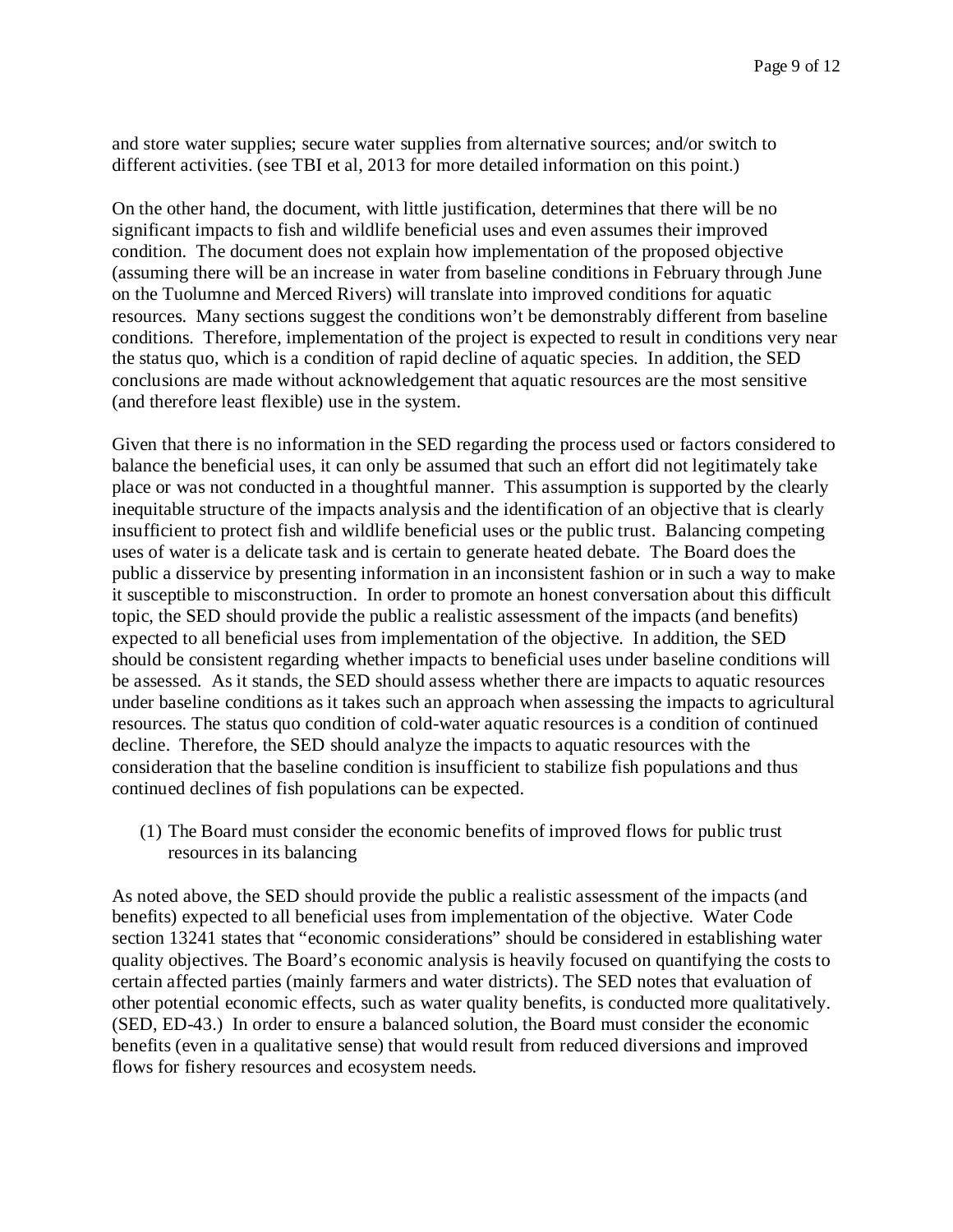and store water supplies; secure water supplies from alternative sources; and/or switch to different activities. (see TBI et al, 2013 for more detailed information on this point.)

On the other hand, the document, with little justification, determines that there will be no significant impacts to fish and wildlife beneficial uses and even assumes their improved condition. The document does not explain how implementation of the proposed objective (assuming there will be an increase in water from baseline conditions in February through June on the Tuolumne and Merced Rivers) will translate into improved conditions for aquatic resources. Many sections suggest the conditions won't be demonstrably different from baseline conditions. Therefore, implementation of the project is expected to result in conditions very near the status quo, which is a condition of rapid decline of aquatic species. In addition, the SED conclusions are made without acknowledgement that aquatic resources are the most sensitive (and therefore least flexible) use in the system.

Given that there is no information in the SED regarding the process used or factors considered to balance the beneficial uses, it can only be assumed that such an effort did not legitimately take place or was not conducted in a thoughtful manner. This assumption is supported by the clearly inequitable structure of the impacts analysis and the identification of an objective that is clearly insufficient to protect fish and wildlife beneficial uses or the public trust. Balancing competing uses of water is a delicate task and is certain to generate heated debate. The Board does the public a disservice by presenting information in an inconsistent fashion or in such a way to make it susceptible to misconstruction. In order to promote an honest conversation about this difficult topic, the SED should provide the public a realistic assessment of the impacts (and benefits) expected to all beneficial uses from implementation of the objective. In addition, the SED should be consistent regarding whether impacts to beneficial uses under baseline conditions will be assessed. As it stands, the SED should assess whether there are impacts to aquatic resources under baseline conditions as it takes such an approach when assessing the impacts to agricultural resources. The status quo condition of cold-water aquatic resources is a condition of continued decline. Therefore, the SED should analyze the impacts to aquatic resources with the consideration that the baseline condition is insufficient to stabilize fish populations and thus continued declines of fish populations can be expected.

(1) The Board must consider the economic benefits of improved flows for public trust resources in its balancing

As noted above, the SED should provide the public a realistic assessment of the impacts (and benefits) expected to all beneficial uses from implementation of the objective. Water Code section 13241 states that "economic considerations" should be considered in establishing water quality objectives. The Board's economic analysis is heavily focused on quantifying the costs to certain affected parties (mainly farmers and water districts). The SED notes that evaluation of other potential economic effects, such as water quality benefits, is conducted more qualitatively. (SED, ED-43.) In order to ensure a balanced solution, the Board must consider the economic benefits (even in a qualitative sense) that would result from reduced diversions and improved flows for fishery resources and ecosystem needs.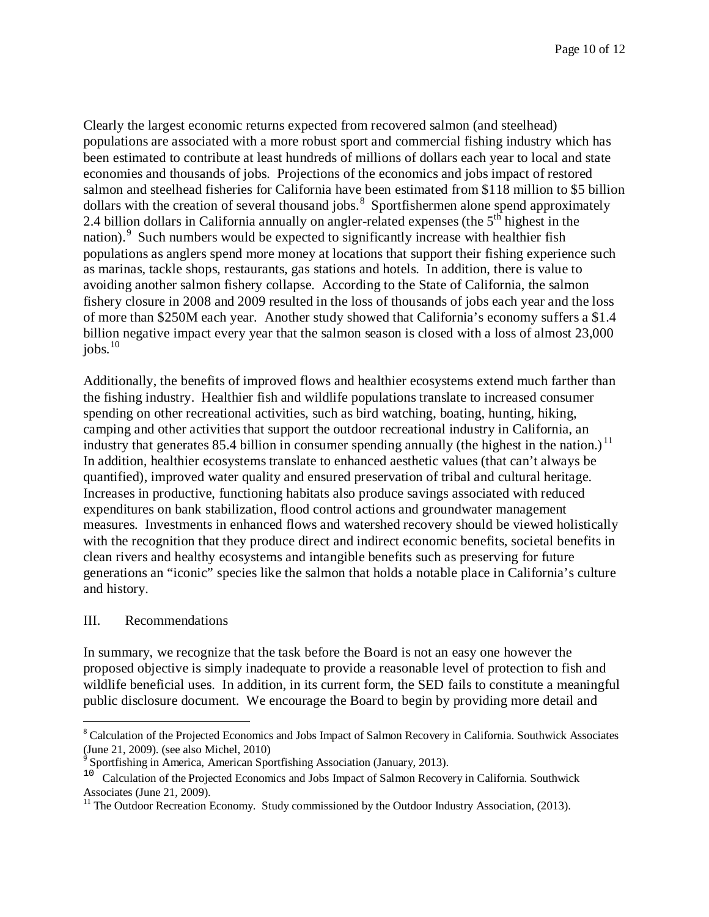Clearly the largest economic returns expected from recovered salmon (and steelhead) populations are associated with a more robust sport and commercial fishing industry which has been estimated to contribute at least hundreds of millions of dollars each year to local and state economies and thousands of jobs. Projections of the economics and jobs impact of restored salmon and steelhead fisheries for California have been estimated from \$118 million to \$5 billion dollars with the creation of several thousand jobs.[8] Sportfishermen alone spend approximately 2.4 billion dollars in California annually on angler-related expenses (the 5th highest in the nation).[9] Such numbers would be expected to significantly increase with healthier fish populations as anglers spend more money at locations that support their fishing experience such as marinas, tackle shops, restaurants, gas stations and hotels. In addition, there is value to avoiding another salmon fishery collapse. According to the State of California, the salmon fishery closure in 2008 and 2009 resulted in the loss of thousands of jobs each year and the loss of more than \$250M each year. Another study showed that California's economy suffers a \$1.4 billion negative impact every year that the salmon season is closed with a loss of almost 23,000 jobs.[10]

Additionally, the benefits of improved flows and healthier ecosystems extend much farther than the fishing industry. Healthier fish and wildlife populations translate to increased consumer spending on other recreational activities, such as bird watching, boating, hunting, hiking, camping and other activities that support the outdoor recreational industry in California, an industry that generates 85.4 billion in consumer spending annually (the highest in the nation.)[11] In addition, healthier ecosystems translate to enhanced aesthetic values (that can't always be quantified), improved water quality and ensured preservation of tribal and cultural heritage. Increases in productive, functioning habitats also produce savings associated with reduced expenditures on bank stabilization, flood control actions and groundwater management measures. Investments in enhanced flows and watershed recovery should be viewed holistically with the recognition that they produce direct and indirect economic benefits, societal benefits in clean rivers and healthy ecosystems and intangible benefits such as preserving for future generations an "iconic" species like the salmon that holds a notable place in California's culture and history.

## III. Recommendations

In summary, we recognize that the task before the Board is not an easy one however the proposed objective is simply inadequate to provide a reasonable level of protection to fish and wildlife beneficial uses. In addition, in its current form, the SED fails to constitute a meaningful public disclosure document. We encourage the Board to begin by providing more detail and

---

[8] Calculation of the Projected Economics and Jobs Impact of Salmon Recovery in California. Southwick Associates (June 21, 2009). (see also Michel, 2010)

[9] Sportfishing in America, American Sportfishing Association (January, 2013).

[10] Calculation of the Projected Economics and Jobs Impact of Salmon Recovery in California. Southwick Associates (June 21, 2009).

[11] The Outdoor Recreation Economy. Study commissioned by the Outdoor Industry Association, (2013).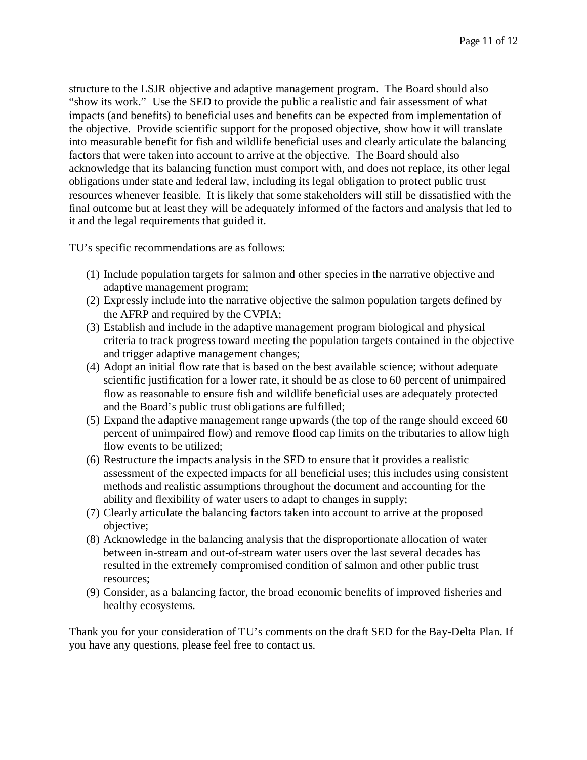structure to the LSJR objective and adaptive management program. The Board should also "show its work." Use the SED to provide the public a realistic and fair assessment of what impacts (and benefits) to beneficial uses and benefits can be expected from implementation of the objective. Provide scientific support for the proposed objective, show how it will translate into measurable benefit for fish and wildlife beneficial uses and clearly articulate the balancing factors that were taken into account to arrive at the objective. The Board should also acknowledge that its balancing function must comport with, and does not replace, its other legal obligations under state and federal law, including its legal obligation to protect public trust resources whenever feasible. It is likely that some stakeholders will still be dissatisfied with the final outcome but at least they will be adequately informed of the factors and analysis that led to it and the legal requirements that guided it.

TU's specific recommendations are as follows:

1. Include population targets for salmon and other species in the narrative objective and adaptive management program;
2. Expressly include into the narrative objective the salmon population targets defined by the AFRP and required by the CVPIA;
3. Establish and include in the adaptive management program biological and physical criteria to track progress toward meeting the population targets contained in the objective and trigger adaptive management changes;
4. Adopt an initial flow rate that is based on the best available science; without adequate scientific justification for a lower rate, it should be as close to 60 percent of unimpaired flow as reasonable to ensure fish and wildlife beneficial uses are adequately protected and the Board's public trust obligations are fulfilled;
5. Expand the adaptive management range upwards (the top of the range should exceed 60 percent of unimpaired flow) and remove flood cap limits on the tributaries to allow high flow events to be utilized;
6. Restructure the impacts analysis in the SED to ensure that it provides a realistic assessment of the expected impacts for all beneficial uses; this includes using consistent methods and realistic assumptions throughout the document and accounting for the ability and flexibility of water users to adapt to changes in supply;
7. Clearly articulate the balancing factors taken into account to arrive at the proposed objective;
8. Acknowledge in the balancing analysis that the disproportionate allocation of water between in-stream and out-of-stream water users over the last several decades has resulted in the extremely compromised condition of salmon and other public trust resources;
9. Consider, as a balancing factor, the broad economic benefits of improved fisheries and healthy ecosystems.

Thank you for your consideration of TU's comments on the draft SED for the Bay-Delta Plan. If you have any questions, please feel free to contact us.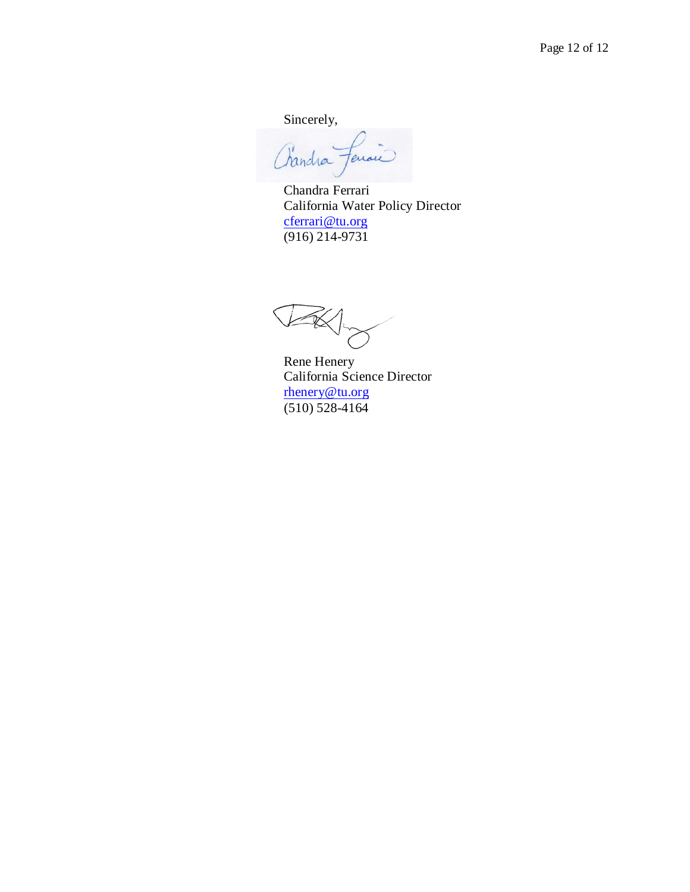Sincerely,

Chandra Ferrari
California Water Policy Director
cferrari@tu.org
(916) 214-9731

Rene Henery
California Science Director
rhenery@tu.org
(510) 528-4164